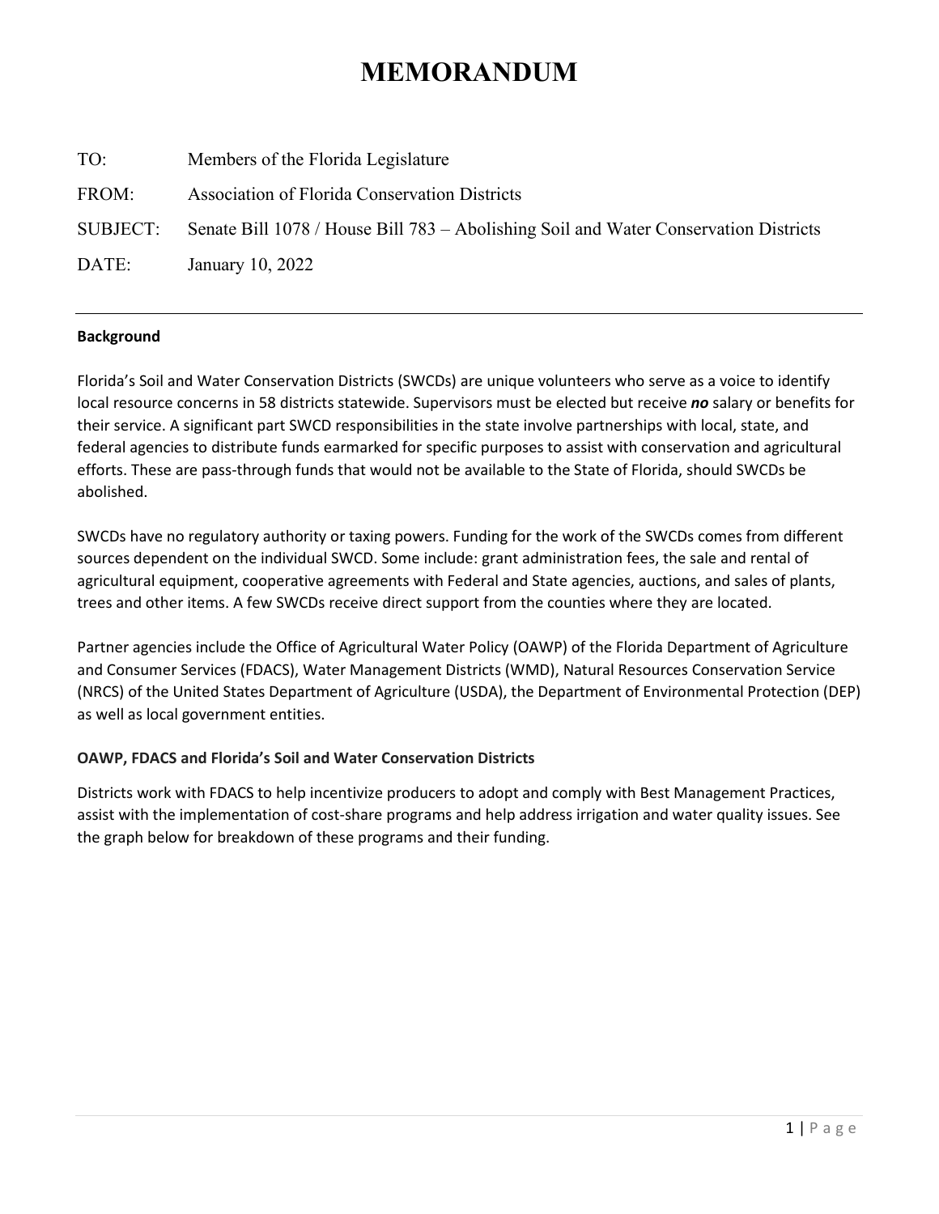# MEMORANDUM

TO: Members of the Florida Legislature

FROM: Association of Florida Conservation Districts

SUBJECT: Senate Bill 1078 / House Bill 783 – Abolishing Soil and Water Conservation Districts

DATE: January 10, 2022

---

**Background**

Florida's Soil and Water Conservation Districts (SWCDs) are unique volunteers who serve as a voice to identify local resource concerns in 58 districts statewide. Supervisors must be elected but receive ***no*** salary or benefits for their service. A significant part SWCD responsibilities in the state involve partnerships with local, state, and federal agencies to distribute funds earmarked for specific purposes to assist with conservation and agricultural efforts. These are pass-through funds that would not be available to the State of Florida, should SWCDs be abolished.

SWCDs have no regulatory authority or taxing powers. Funding for the work of the SWCDs comes from different sources dependent on the individual SWCD. Some include: grant administration fees, the sale and rental of agricultural equipment, cooperative agreements with Federal and State agencies, auctions, and sales of plants, trees and other items. A few SWCDs receive direct support from the counties where they are located.

Partner agencies include the Office of Agricultural Water Policy (OAWP) of the Florida Department of Agriculture and Consumer Services (FDACS), Water Management Districts (WMD), Natural Resources Conservation Service (NRCS) of the United States Department of Agriculture (USDA), the Department of Environmental Protection (DEP) as well as local government entities.

**OAWP, FDACS and Florida's Soil and Water Conservation Districts**

Districts work with FDACS to help incentivize producers to adopt and comply with Best Management Practices, assist with the implementation of cost-share programs and help address irrigation and water quality issues. See the graph below for breakdown of these programs and their funding.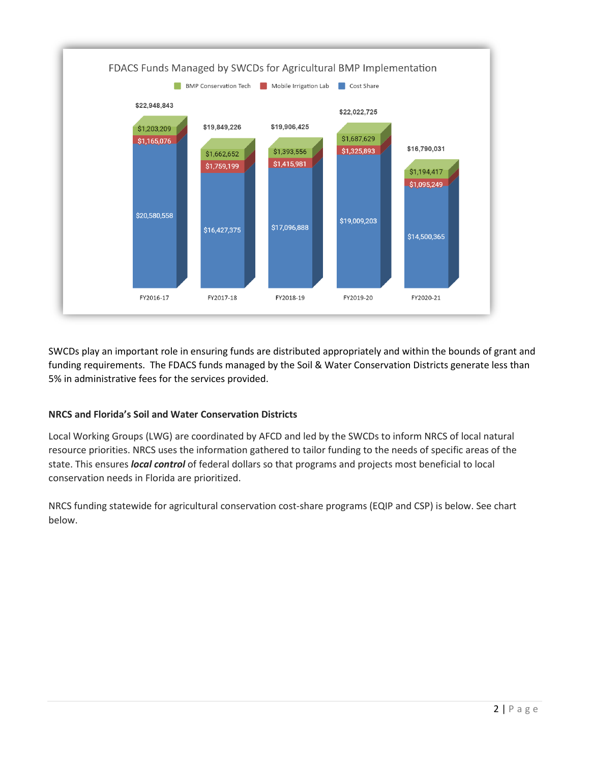**FDACS Funds Managed by SWCDs for Agricultural BMP Implementation**

| | FY2016-17 | FY2017-18 | FY2018-19 | FY2019-20 | FY2020-21 |
|---|---|---|---|---|---|
| BMP Conservation Tech | $1,203,209 | $1,662,652 | $1,393,556 | $1,687,629 | $1,194,417 |
| Mobile Irrigation Lab | $1,165,076 | $1,759,199 | $1,415,981 | $1,325,893 | $1,095,249 |
| Cost Share | $20,580,558 | $16,427,375 | $17,096,888 | $19,009,203 | $14,500,365 |
| Total | $22,948,843 | $19,849,226 | $19,906,425 | $22,022,725 | $16,790,031 |

SWCDs play an important role in ensuring funds are distributed appropriately and within the bounds of grant and funding requirements. The FDACS funds managed by the Soil & Water Conservation Districts generate less than 5% in administrative fees for the services provided.

**NRCS and Florida's Soil and Water Conservation Districts**

Local Working Groups (LWG) are coordinated by AFCD and led by the SWCDs to inform NRCS of local natural resource priorities. NRCS uses the information gathered to tailor funding to the needs of specific areas of the state. This ensures ***local control*** of federal dollars so that programs and projects most beneficial to local conservation needs in Florida are prioritized.

NRCS funding statewide for agricultural conservation cost-share programs (EQIP and CSP) is below. See chart below.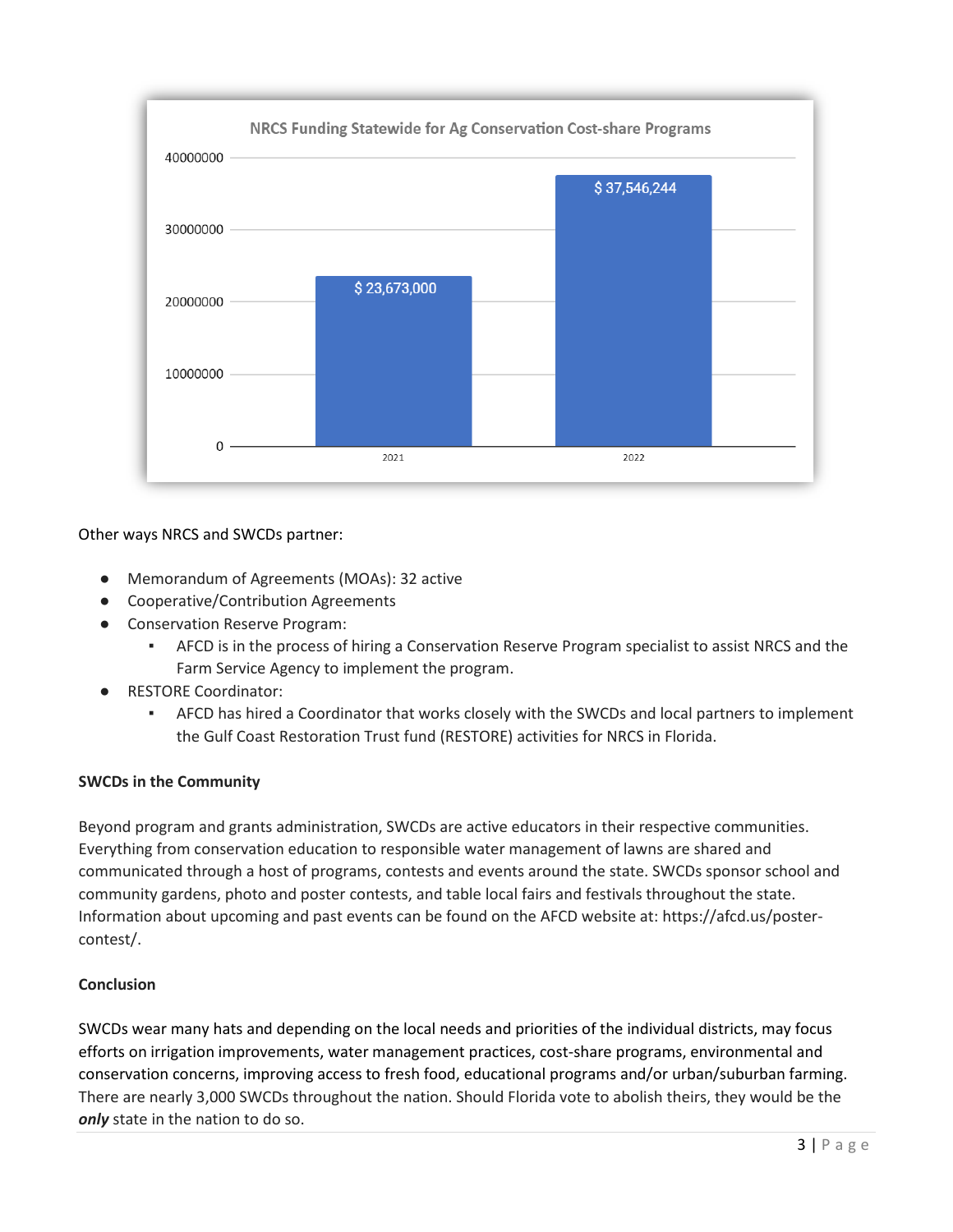NRCS Funding Statewide for Ag Conservation Cost-share Programs

40000000

30000000

20000000

10000000

0

$ 23,673,000

$ 37,546,244

2021

2022

Other ways NRCS and SWCDs partner:

- Memorandum of Agreements (MOAs): 32 active
- Cooperative/Contribution Agreements
- Conservation Reserve Program:
  - AFCD is in the process of hiring a Conservation Reserve Program specialist to assist NRCS and the Farm Service Agency to implement the program.
- RESTORE Coordinator:
  - AFCD has hired a Coordinator that works closely with the SWCDs and local partners to implement the Gulf Coast Restoration Trust fund (RESTORE) activities for NRCS in Florida.

**SWCDs in the Community**

Beyond program and grants administration, SWCDs are active educators in their respective communities. Everything from conservation education to responsible water management of lawns are shared and communicated through a host of programs, contests and events around the state. SWCDs sponsor school and community gardens, photo and poster contests, and table local fairs and festivals throughout the state. Information about upcoming and past events can be found on the AFCD website at: https://afcd.us/poster-contest/.

**Conclusion**

SWCDs wear many hats and depending on the local needs and priorities of the individual districts, may focus efforts on irrigation improvements, water management practices, cost-share programs, environmental and conservation concerns, improving access to fresh food, educational programs and/or urban/suburban farming. There are nearly 3,000 SWCDs throughout the nation. Should Florida vote to abolish theirs, they would be the ***only*** state in the nation to do so.